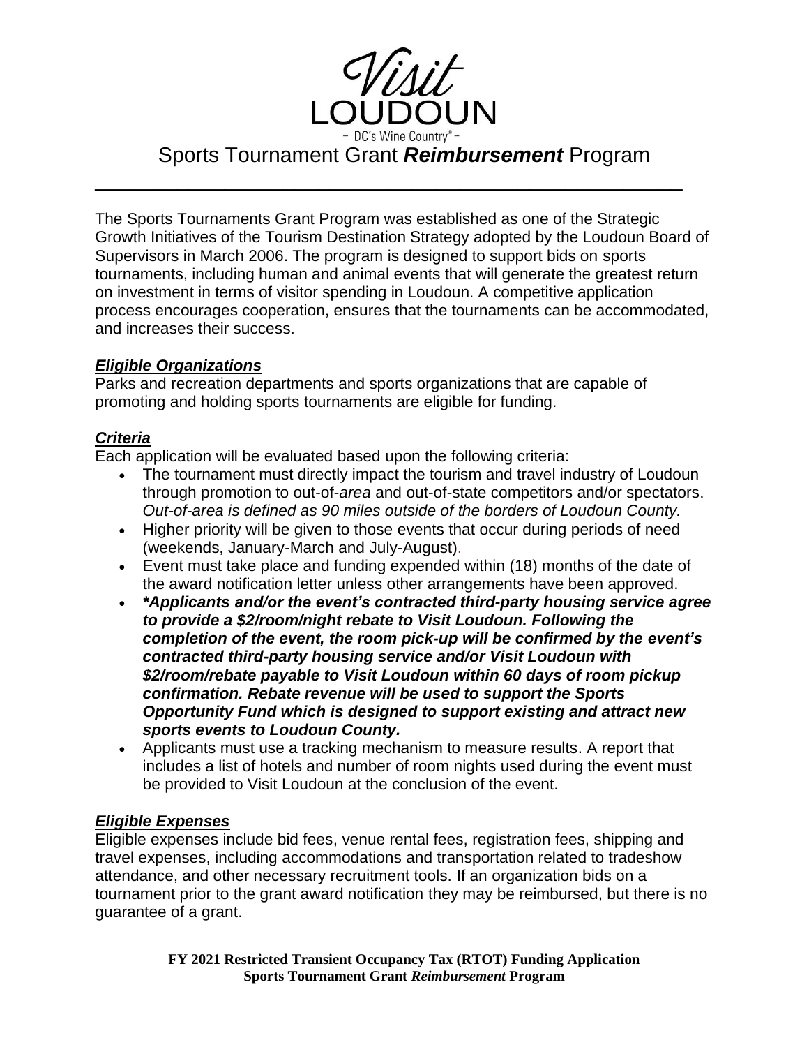Visit LOUDOUN

– DC's Wine Country® –

# Sports Tournament Grant ***Reimbursement*** Program

The Sports Tournaments Grant Program was established as one of the Strategic Growth Initiatives of the Tourism Destination Strategy adopted by the Loudoun Board of Supervisors in March 2006. The program is designed to support bids on sports tournaments, including human and animal events that will generate the greatest return on investment in terms of visitor spending in Loudoun. A competitive application process encourages cooperation, ensures that the tournaments can be accommodated, and increases their success.

### ***Eligible Organizations***

Parks and recreation departments and sports organizations that are capable of promoting and holding sports tournaments are eligible for funding.

### ***Criteria***

Each application will be evaluated based upon the following criteria:

- The tournament must directly impact the tourism and travel industry of Loudoun through promotion to out-of-*area* and out-of-state competitors and/or spectators. *Out-of-area is defined as 90 miles outside of the borders of Loudoun County.*
- Higher priority will be given to those events that occur during periods of need (weekends, January-March and July-August).
- Event must take place and funding expended within (18) months of the date of the award notification letter unless other arrangements have been approved.
- ***\*Applicants and/or the event's contracted third-party housing service agree to provide a $2/room/night rebate to Visit Loudoun. Following the completion of the event, the room pick-up will be confirmed by the event's contracted third-party housing service and/or Visit Loudoun with $2/room/rebate payable to Visit Loudoun within 60 days of room pickup confirmation. Rebate revenue will be used to support the Sports Opportunity Fund which is designed to support existing and attract new sports events to Loudoun County.***
- Applicants must use a tracking mechanism to measure results. A report that includes a list of hotels and number of room nights used during the event must be provided to Visit Loudoun at the conclusion of the event.

### ***Eligible Expenses***

Eligible expenses include bid fees, venue rental fees, registration fees, shipping and travel expenses, including accommodations and transportation related to tradeshow attendance, and other necessary recruitment tools. If an organization bids on a tournament prior to the grant award notification they may be reimbursed, but there is no guarantee of a grant.

**FY 2021 Restricted Transient Occupancy Tax (RTOT) Funding Application**
**Sports Tournament Grant *Reimbursement* Program**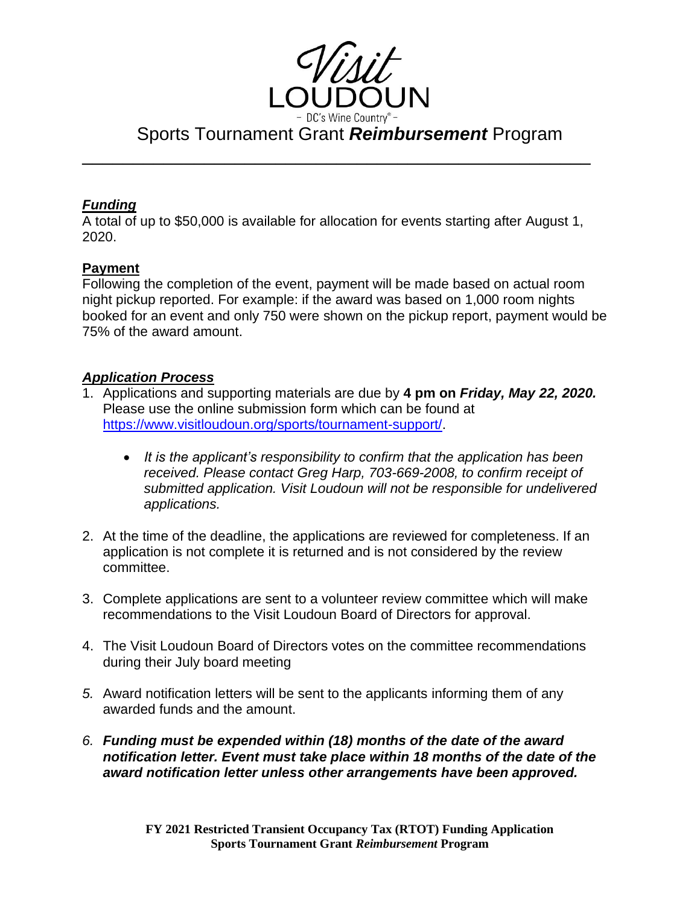Visit LOUDOUN

– DC's Wine Country® –

# Sports Tournament Grant ***Reimbursement*** Program

## ***Funding***

A total of up to $50,000 is available for allocation for events starting after August 1, 2020.

## **Payment**

Following the completion of the event, payment will be made based on actual room night pickup reported. For example: if the award was based on 1,000 room nights booked for an event and only 750 were shown on the pickup report, payment would be 75% of the award amount.

## ***Application Process***

1. Applications and supporting materials are due by **4 pm on *Friday, May 22, 2020.*** Please use the online submission form which can be found at https://www.visitloudoun.org/sports/tournament-support/.

    - *It is the applicant's responsibility to confirm that the application has been received. Please contact Greg Harp, 703-669-2008, to confirm receipt of submitted application. Visit Loudoun will not be responsible for undelivered applications.*

2. At the time of the deadline, the applications are reviewed for completeness. If an application is not complete it is returned and is not considered by the review committee.

3. Complete applications are sent to a volunteer review committee which will make recommendations to the Visit Loudoun Board of Directors for approval.

4. The Visit Loudoun Board of Directors votes on the committee recommendations during their July board meeting

5. Award notification letters will be sent to the applicants informing them of any awarded funds and the amount.

6. ***Funding must be expended within (18) months of the date of the award notification letter. Event must take place within 18 months of the date of the award notification letter unless other arrangements have been approved.***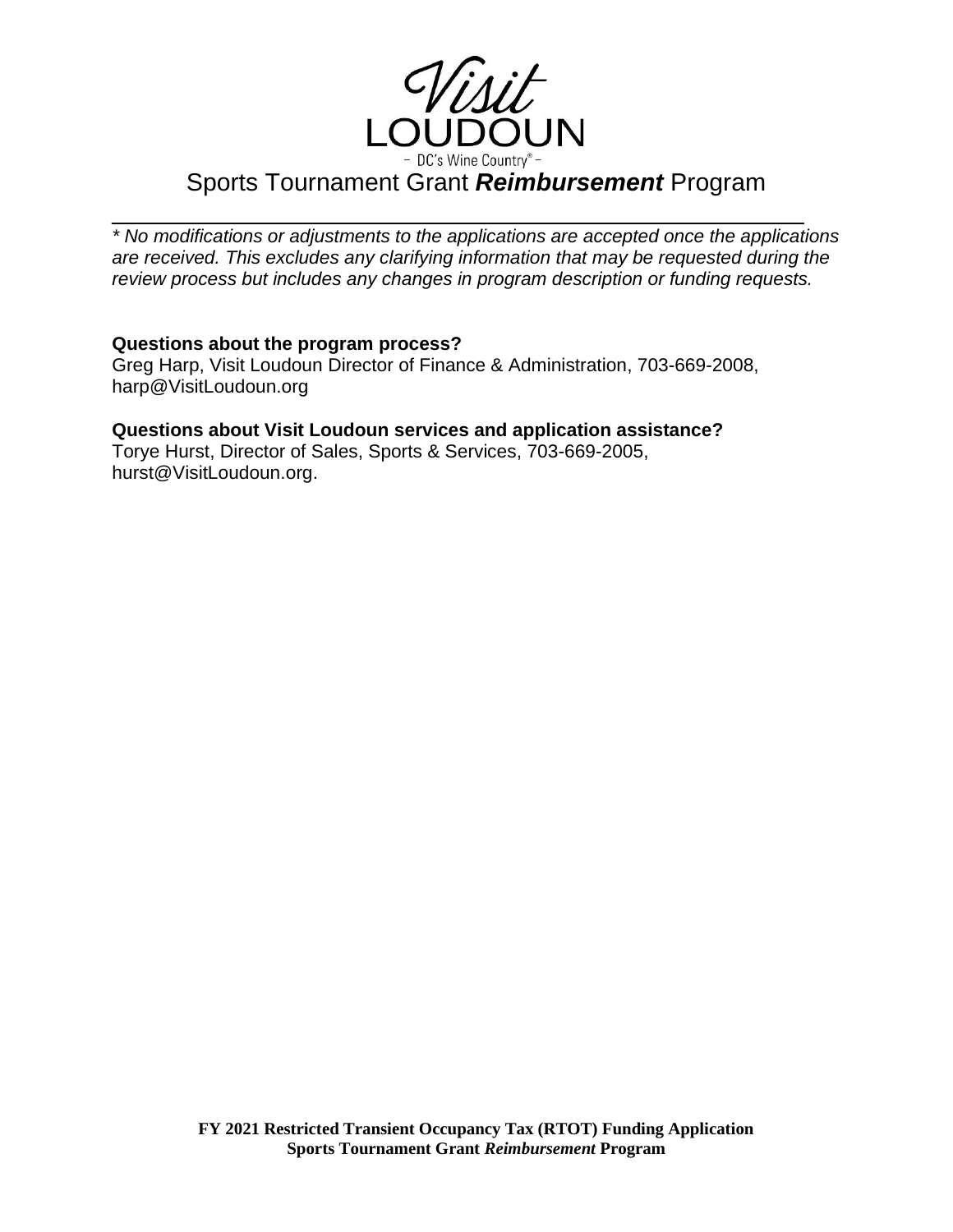Visit
LOUDOUN
– DC's Wine Country® –

# Sports Tournament Grant ***Reimbursement*** Program

*\* No modifications or adjustments to the applications are accepted once the applications are received. This excludes any clarifying information that may be requested during the review process but includes any changes in program description or funding requests.*

**Questions about the program process?**
Greg Harp, Visit Loudoun Director of Finance & Administration, 703-669-2008, harp@VisitLoudoun.org

**Questions about Visit Loudoun services and application assistance?**
Torye Hurst, Director of Sales, Sports & Services, 703-669-2005, hurst@VisitLoudoun.org.